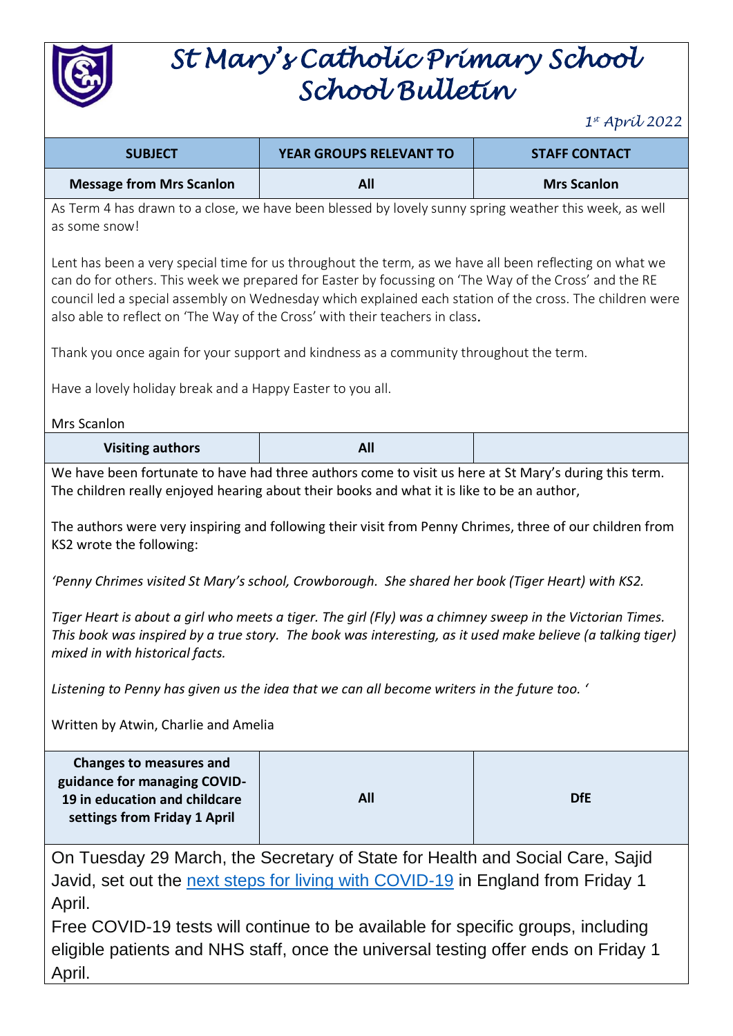# St Mary's Catholic Primary School
# School Bulletin

*1st April 2022*

| SUBJECT | YEAR GROUPS RELEVANT TO | STAFF CONTACT |
|---|---|---|
| **Message from Mrs Scanlon** | **All** | **Mrs Scanlon** |

As Term 4 has drawn to a close, we have been blessed by lovely sunny spring weather this week, as well as some snow!

Lent has been a very special time for us throughout the term, as we have all been reflecting on what we can do for others. This week we prepared for Easter by focussing on 'The Way of the Cross' and the RE council led a special assembly on Wednesday which explained each station of the cross. The children were also able to reflect on 'The Way of the Cross' with their teachers in class.

Thank you once again for your support and kindness as a community throughout the term.

Have a lovely holiday break and a Happy Easter to you all.

Mrs Scanlon

| **Visiting authors** | **All** | |
|---|---|---|

We have been fortunate to have had three authors come to visit us here at St Mary's during this term. The children really enjoyed hearing about their books and what it is like to be an author,

The authors were very inspiring and following their visit from Penny Chrimes, three of our children from KS2 wrote the following:

*'Penny Chrimes visited St Mary's school, Crowborough. She shared her book (Tiger Heart) with KS2.*

*Tiger Heart is about a girl who meets a tiger. The girl (Fly) was a chimney sweep in the Victorian Times. This book was inspired by a true story. The book was interesting, as it used make believe (a talking tiger) mixed in with historical facts.*

*Listening to Penny has given us the idea that we can all become writers in the future too. '*

Written by Atwin, Charlie and Amelia

| **Changes to measures and guidance for managing COVID-19 in education and childcare settings from Friday 1 April** | **All** | **DfE** |
|---|---|---|

On Tuesday 29 March, the Secretary of State for Health and Social Care, Sajid Javid, set out the next steps for living with COVID-19 in England from Friday 1 April.

Free COVID-19 tests will continue to be available for specific groups, including eligible patients and NHS staff, once the universal testing offer ends on Friday 1 April.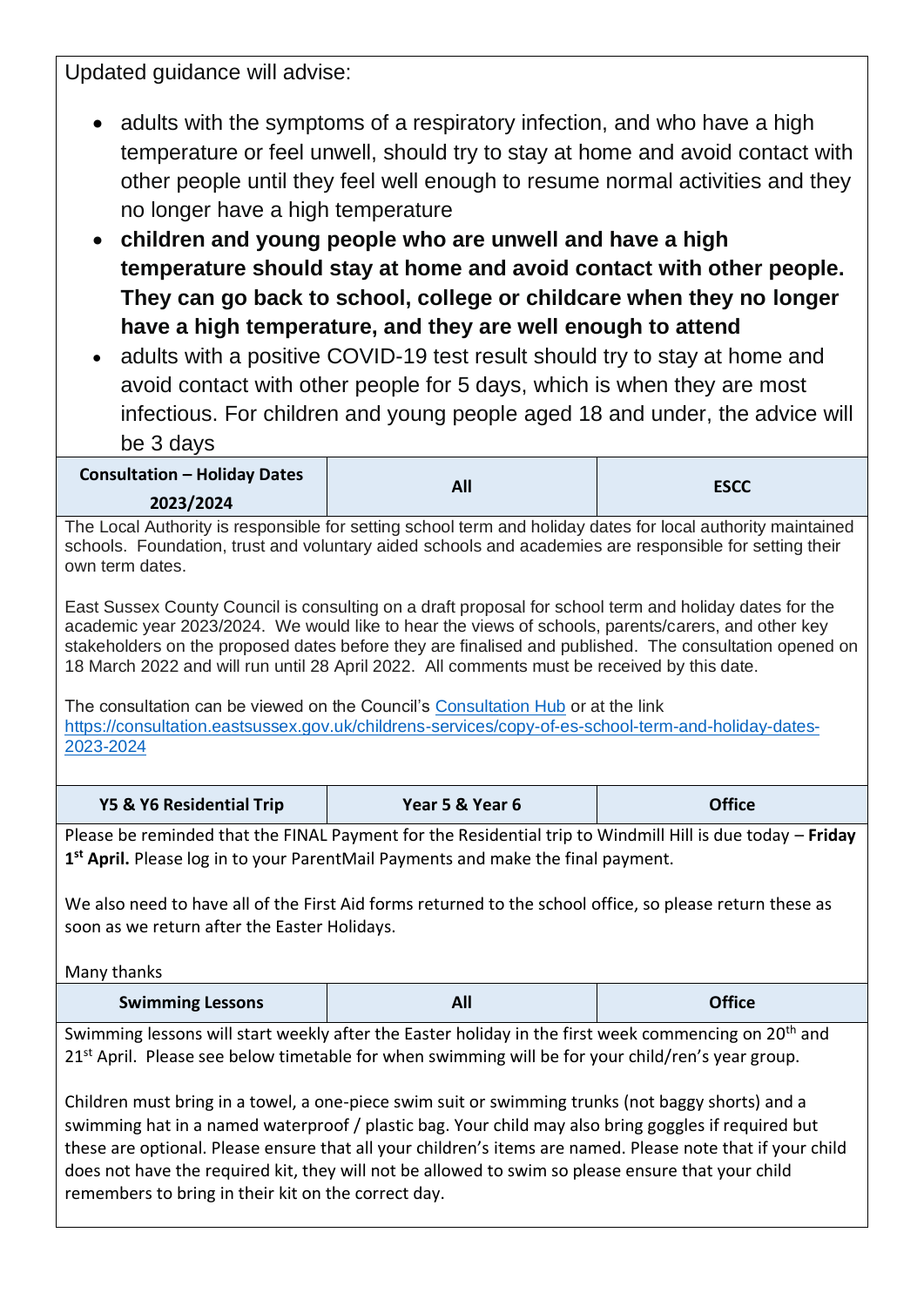Updated guidance will advise:

- adults with the symptoms of a respiratory infection, and who have a high temperature or feel unwell, should try to stay at home and avoid contact with other people until they feel well enough to resume normal activities and they no longer have a high temperature
- **children and young people who are unwell and have a high temperature should stay at home and avoid contact with other people. They can go back to school, college or childcare when they no longer have a high temperature, and they are well enough to attend**
- adults with a positive COVID-19 test result should try to stay at home and avoid contact with other people for 5 days, which is when they are most infectious. For children and young people aged 18 and under, the advice will be 3 days

| **Consultation – Holiday Dates 2023/2024** | **All** | **ESCC** |
|---|---|---|

The Local Authority is responsible for setting school term and holiday dates for local authority maintained schools. Foundation, trust and voluntary aided schools and academies are responsible for setting their own term dates.

East Sussex County Council is consulting on a draft proposal for school term and holiday dates for the academic year 2023/2024. We would like to hear the views of schools, parents/carers, and other key stakeholders on the proposed dates before they are finalised and published. The consultation opened on 18 March 2022 and will run until 28 April 2022. All comments must be received by this date.

The consultation can be viewed on the Council's [Consultation Hub](https://consultation.eastsussex.gov.uk/childrens-services/copy-of-es-school-term-and-holiday-dates-2023-2024) or at the link [https://consultation.eastsussex.gov.uk/childrens-services/copy-of-es-school-term-and-holiday-dates-2023-2024](https://consultation.eastsussex.gov.uk/childrens-services/copy-of-es-school-term-and-holiday-dates-2023-2024)

| **Y5 & Y6 Residential Trip** | **Year 5 & Year 6** | **Office** |
|---|---|---|

Please be reminded that the FINAL Payment for the Residential trip to Windmill Hill is due today – **Friday 1st April.** Please log in to your ParentMail Payments and make the final payment.

We also need to have all of the First Aid forms returned to the school office, so please return these as soon as we return after the Easter Holidays.

Many thanks

| **Swimming Lessons** | **All** | **Office** |
|---|---|---|

Swimming lessons will start weekly after the Easter holiday in the first week commencing on 20th and 21st April. Please see below timetable for when swimming will be for your child/ren's year group.

Children must bring in a towel, a one-piece swim suit or swimming trunks (not baggy shorts) and a swimming hat in a named waterproof / plastic bag. Your child may also bring goggles if required but these are optional. Please ensure that all your children's items are named. Please note that if your child does not have the required kit, they will not be allowed to swim so please ensure that your child remembers to bring in their kit on the correct day.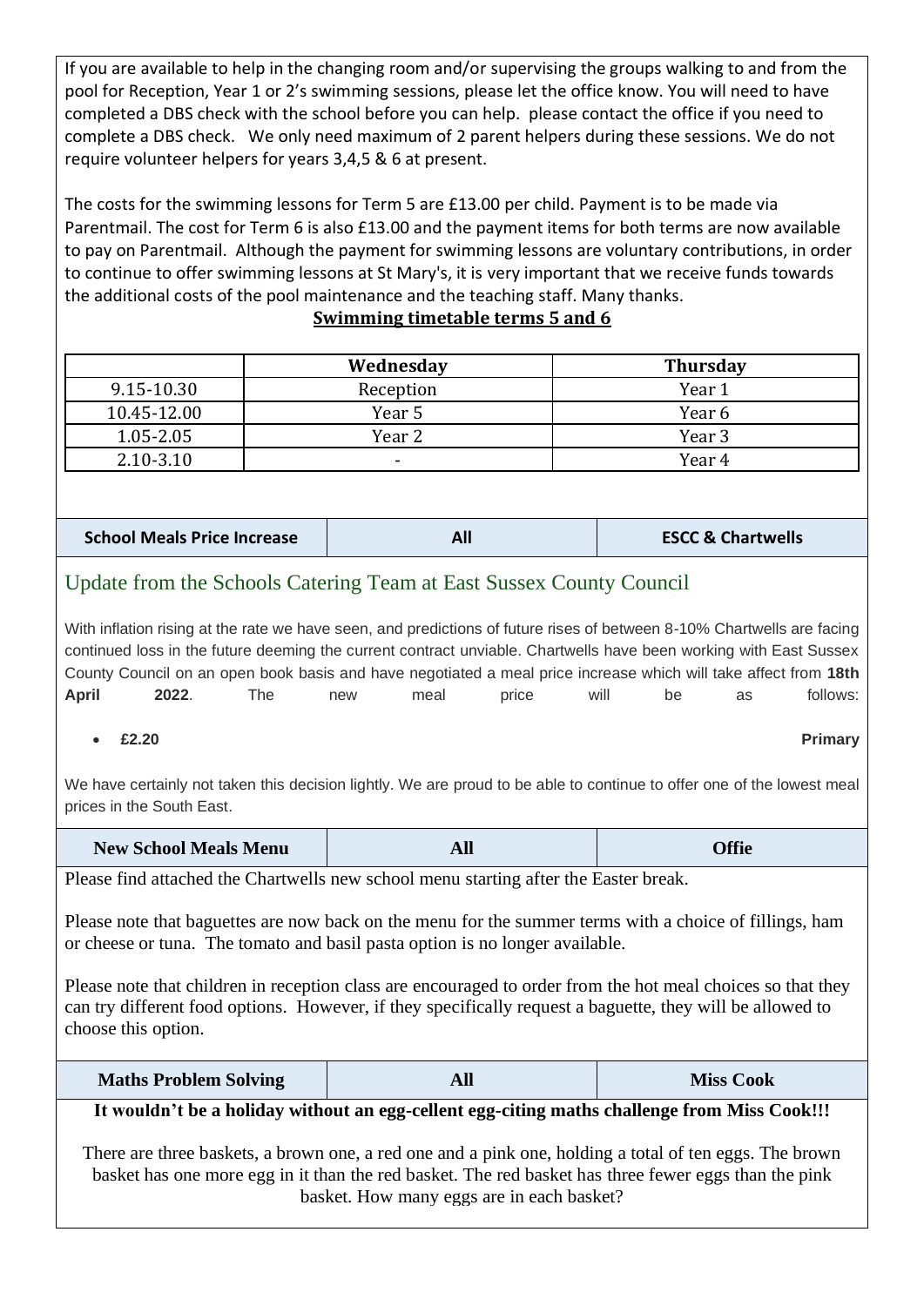If you are available to help in the changing room and/or supervising the groups walking to and from the pool for Reception, Year 1 or 2's swimming sessions, please let the office know. You will need to have completed a DBS check with the school before you can help. please contact the office if you need to complete a DBS check. We only need maximum of 2 parent helpers during these sessions. We do not require volunteer helpers for years 3,4,5 & 6 at present.

The costs for the swimming lessons for Term 5 are £13.00 per child. Payment is to be made via Parentmail. The cost for Term 6 is also £13.00 and the payment items for both terms are now available to pay on Parentmail. Although the payment for swimming lessons are voluntary contributions, in order to continue to offer swimming lessons at St Mary's, it is very important that we receive funds towards the additional costs of the pool maintenance and the teaching staff. Many thanks.

**Swimming timetable terms 5 and 6**

| | Wednesday | Thursday |
|---|---|---|
| 9.15-10.30 | Reception | Year 1 |
| 10.45-12.00 | Year 5 | Year 6 |
| 1.05-2.05 | Year 2 | Year 3 |
| 2.10-3.10 | - | Year 4 |

| School Meals Price Increase | All | ESCC & Chartwells |
|---|---|---|

## Update from the Schools Catering Team at East Sussex County Council

With inflation rising at the rate we have seen, and predictions of future rises of between 8-10% Chartwells are facing continued loss in the future deeming the current contract unviable. Chartwells have been working with East Sussex County Council on an open book basis and have negotiated a meal price increase which will take affect from **18th April 2022**. The new meal price will be as follows:

- **£2.20** **Primary**

We have certainly not taken this decision lightly. We are proud to be able to continue to offer one of the lowest meal prices in the South East.

| New School Meals Menu | All | Offie |
|---|---|---|

Please find attached the Chartwells new school menu starting after the Easter break.

Please note that baguettes are now back on the menu for the summer terms with a choice of fillings, ham or cheese or tuna. The tomato and basil pasta option is no longer available.

Please note that children in reception class are encouraged to order from the hot meal choices so that they can try different food options. However, if they specifically request a baguette, they will be allowed to choose this option.

| Maths Problem Solving | All | Miss Cook |
|---|---|---|

**It wouldn't be a holiday without an egg-cellent egg-citing maths challenge from Miss Cook!!!**

There are three baskets, a brown one, a red one and a pink one, holding a total of ten eggs. The brown basket has one more egg in it than the red basket. The red basket has three fewer eggs than the pink basket. How many eggs are in each basket?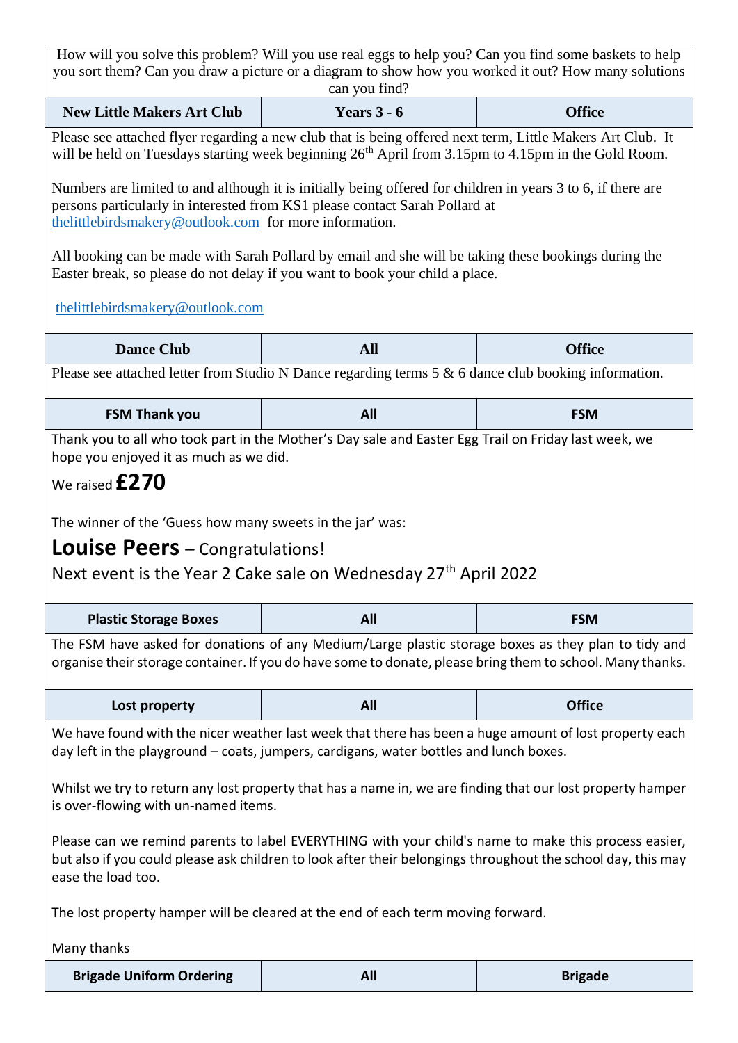How will you solve this problem? Will you use real eggs to help you? Can you find some baskets to help you sort them? Can you draw a picture or a diagram to show how you worked it out? How many solutions can you find?

| New Little Makers Art Club | Years 3 - 6 | Office |
|---|---|---|

Please see attached flyer regarding a new club that is being offered next term, Little Makers Art Club. It will be held on Tuesdays starting week beginning 26th April from 3.15pm to 4.15pm in the Gold Room.

Numbers are limited to and although it is initially being offered for children in years 3 to 6, if there are persons particularly in interested from KS1 please contact Sarah Pollard at thelittlebirdsmakery@outlook.com for more information.

All booking can be made with Sarah Pollard by email and she will be taking these bookings during the Easter break, so please do not delay if you want to book your child a place.

thelittlebirdsmakery@outlook.com

| Dance Club | All | Office |
|---|---|---|

Please see attached letter from Studio N Dance regarding terms 5 & 6 dance club booking information.

| FSM Thank you | All | FSM |
|---|---|---|

Thank you to all who took part in the Mother's Day sale and Easter Egg Trail on Friday last week, we hope you enjoyed it as much as we did.

We raised **£270**

The winner of the 'Guess how many sweets in the jar' was:

**Louise Peers** – Congratulations!

Next event is the Year 2 Cake sale on Wednesday 27th April 2022

| Plastic Storage Boxes | All | FSM |
|---|---|---|

The FSM have asked for donations of any Medium/Large plastic storage boxes as they plan to tidy and organise their storage container. If you do have some to donate, please bring them to school. Many thanks.

| Lost property | All | Office |
|---|---|---|

We have found with the nicer weather last week that there has been a huge amount of lost property each day left in the playground – coats, jumpers, cardigans, water bottles and lunch boxes.

Whilst we try to return any lost property that has a name in, we are finding that our lost property hamper is over-flowing with un-named items.

Please can we remind parents to label EVERYTHING with your child's name to make this process easier, but also if you could please ask children to look after their belongings throughout the school day, this may ease the load too.

The lost property hamper will be cleared at the end of each term moving forward.

Many thanks

| Brigade Uniform Ordering | All | Brigade |
|---|---|---|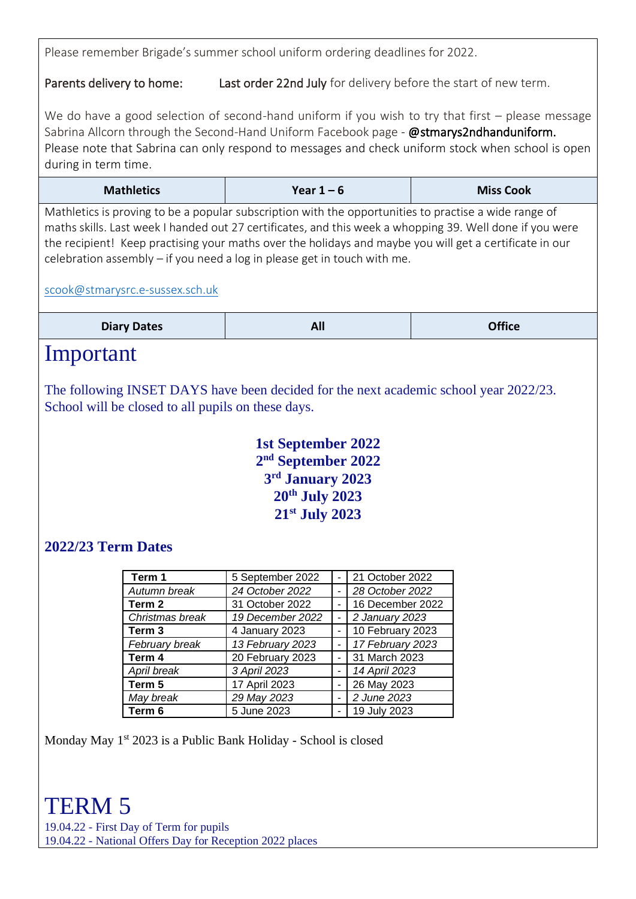Please remember Brigade's summer school uniform ordering deadlines for 2022.

Parents delivery to home: **Last order 22nd July** for delivery before the start of new term.

We do have a good selection of second-hand uniform if you wish to try that first – please message Sabrina Allcorn through the Second-Hand Uniform Facebook page - **@stmarys2ndhanduniform.** Please note that Sabrina can only respond to messages and check uniform stock when school is open during in term time.

| **Mathletics** | **Year 1 – 6** | **Miss Cook** |
|---|---|---|

Mathletics is proving to be a popular subscription with the opportunities to practise a wide range of maths skills. Last week I handed out 27 certificates, and this week a whopping 39. Well done if you were the recipient! Keep practising your maths over the holidays and maybe you will get a certificate in our celebration assembly – if you need a log in please get in touch with me.

scook@stmarysrc.e-sussex.sch.uk

| **Diary Dates** | **All** | **Office** |
|---|---|---|

# Important

The following INSET DAYS have been decided for the next academic school year 2022/23. School will be closed to all pupils on these days.

**1st September 2022**
**2nd September 2022**
**3rd January 2023**
**20th July 2023**
**21st July 2023**

## 2022/23 Term Dates

| | | | |
|---|---|---|---|
| **Term 1** | 5 September 2022 | - | 21 October 2022 |
| *Autumn break* | *24 October 2022* | - | *28 October 2022* |
| **Term 2** | 31 October 2022 | - | 16 December 2022 |
| *Christmas break* | *19 December 2022* | - | *2 January 2023* |
| **Term 3** | 4 January 2023 | - | 10 February 2023 |
| *February break* | *13 February 2023* | - | *17 February 2023* |
| **Term 4** | 20 February 2023 | - | 31 March 2023 |
| *April break* | *3 April 2023* | - | *14 April 2023* |
| **Term 5** | 17 April 2023 | - | 26 May 2023 |
| *May break* | *29 May 2023* | - | *2 June 2023* |
| **Term 6** | 5 June 2023 | - | 19 July 2023 |

Monday May 1st 2023 is a Public Bank Holiday - School is closed

# TERM 5

19.04.22 - First Day of Term for pupils
19.04.22 - National Offers Day for Reception 2022 places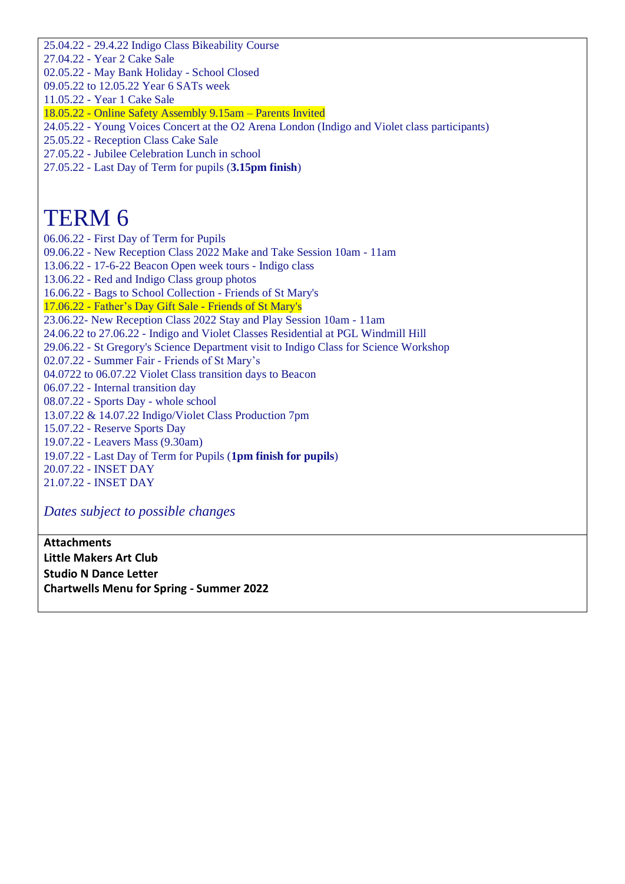25.04.22 - 29.4.22 Indigo Class Bikeability Course
27.04.22 - Year 2 Cake Sale
02.05.22 - May Bank Holiday - School Closed
09.05.22 to 12.05.22 Year 6 SATs week
11.05.22 - Year 1 Cake Sale
18.05.22 - Online Safety Assembly 9.15am – Parents Invited
24.05.22 - Young Voices Concert at the O2 Arena London (Indigo and Violet class participants)
25.05.22 - Reception Class Cake Sale
27.05.22 - Jubilee Celebration Lunch in school
27.05.22 - Last Day of Term for pupils (**3.15pm finish**)

# TERM 6

06.06.22 - First Day of Term for Pupils
09.06.22 - New Reception Class 2022 Make and Take Session 10am - 11am
13.06.22 - 17-6-22 Beacon Open week tours - Indigo class
13.06.22 - Red and Indigo Class group photos
16.06.22 - Bags to School Collection - Friends of St Mary's
17.06.22 - Father's Day Gift Sale - Friends of St Mary's
23.06.22- New Reception Class 2022 Stay and Play Session 10am - 11am
24.06.22 to 27.06.22 - Indigo and Violet Classes Residential at PGL Windmill Hill
29.06.22 - St Gregory's Science Department visit to Indigo Class for Science Workshop
02.07.22 - Summer Fair - Friends of St Mary's
04.0722 to 06.07.22 Violet Class transition days to Beacon
06.07.22 - Internal transition day
08.07.22 - Sports Day - whole school
13.07.22 & 14.07.22 Indigo/Violet Class Production 7pm
15.07.22 - Reserve Sports Day
19.07.22 - Leavers Mass (9.30am)
19.07.22 - Last Day of Term for Pupils (**1pm finish for pupils**)
20.07.22 - INSET DAY
21.07.22 - INSET DAY

*Dates subject to possible changes*

**Attachments**
**Little Makers Art Club**
**Studio N Dance Letter**
**Chartwells Menu for Spring - Summer 2022**